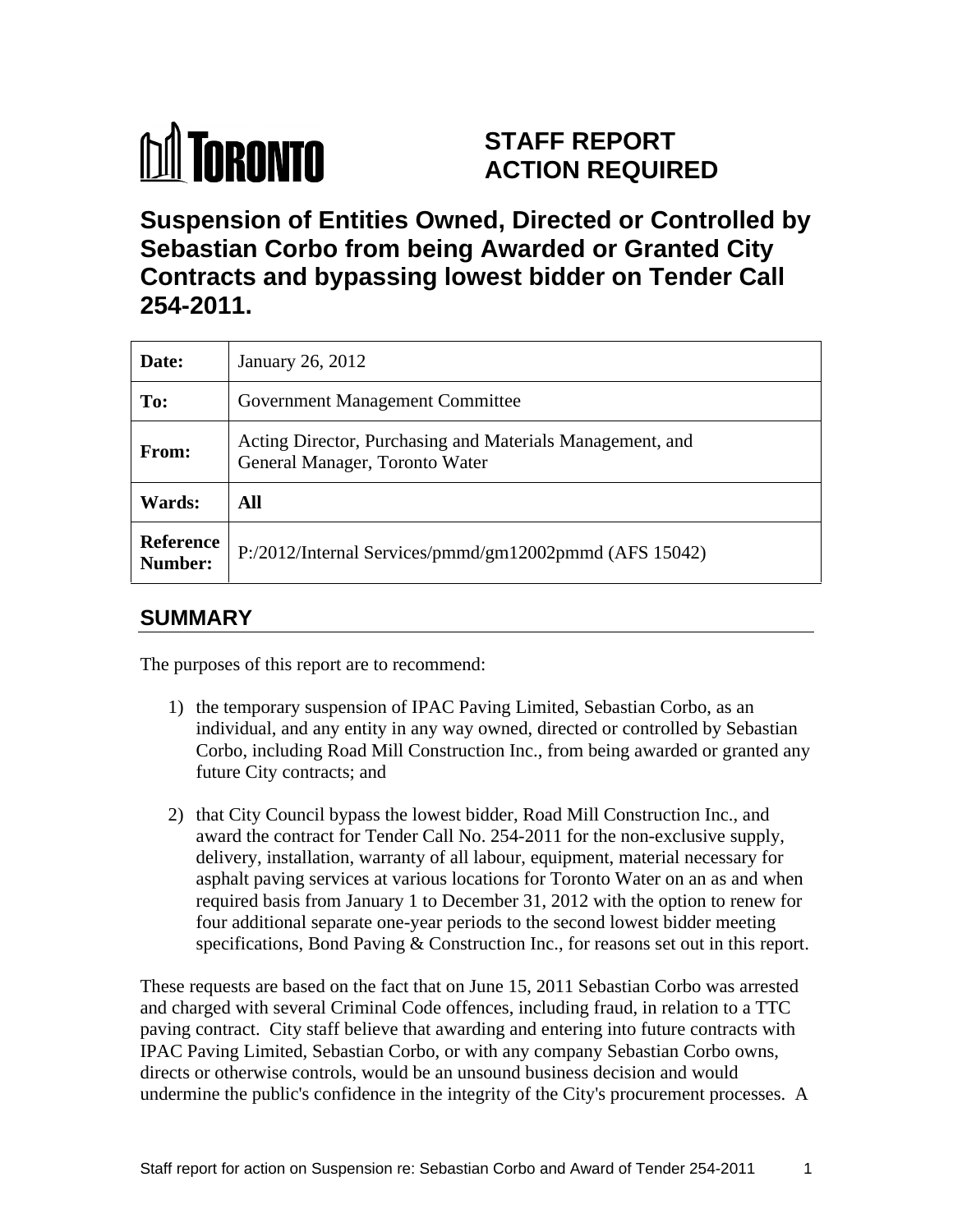TORONTO

# STAFF REPORT
# ACTION REQUIRED

## Suspension of Entities Owned, Directed or Controlled by Sebastian Corbo from being Awarded or Granted City Contracts and bypassing lowest bidder on Tender Call 254-2011.

| | |
|---|---|
| **Date:** | January 26, 2012 |
| **To:** | Government Management Committee |
| **From:** | Acting Director, Purchasing and Materials Management, and General Manager, Toronto Water |
| **Wards:** | **All** |
| **Reference Number:** | P:/2012/Internal Services/pmmd/gm12002pmmd (AFS 15042) |

## SUMMARY

The purposes of this report are to recommend:

1) the temporary suspension of IPAC Paving Limited, Sebastian Corbo, as an individual, and any entity in any way owned, directed or controlled by Sebastian Corbo, including Road Mill Construction Inc., from being awarded or granted any future City contracts; and

2) that City Council bypass the lowest bidder, Road Mill Construction Inc., and award the contract for Tender Call No. 254-2011 for the non-exclusive supply, delivery, installation, warranty of all labour, equipment, material necessary for asphalt paving services at various locations for Toronto Water on an as and when required basis from January 1 to December 31, 2012 with the option to renew for four additional separate one-year periods to the second lowest bidder meeting specifications, Bond Paving & Construction Inc., for reasons set out in this report.

These requests are based on the fact that on June 15, 2011 Sebastian Corbo was arrested and charged with several Criminal Code offences, including fraud, in relation to a TTC paving contract. City staff believe that awarding and entering into future contracts with IPAC Paving Limited, Sebastian Corbo, or with any company Sebastian Corbo owns, directs or otherwise controls, would be an unsound business decision and would undermine the public's confidence in the integrity of the City's procurement processes. A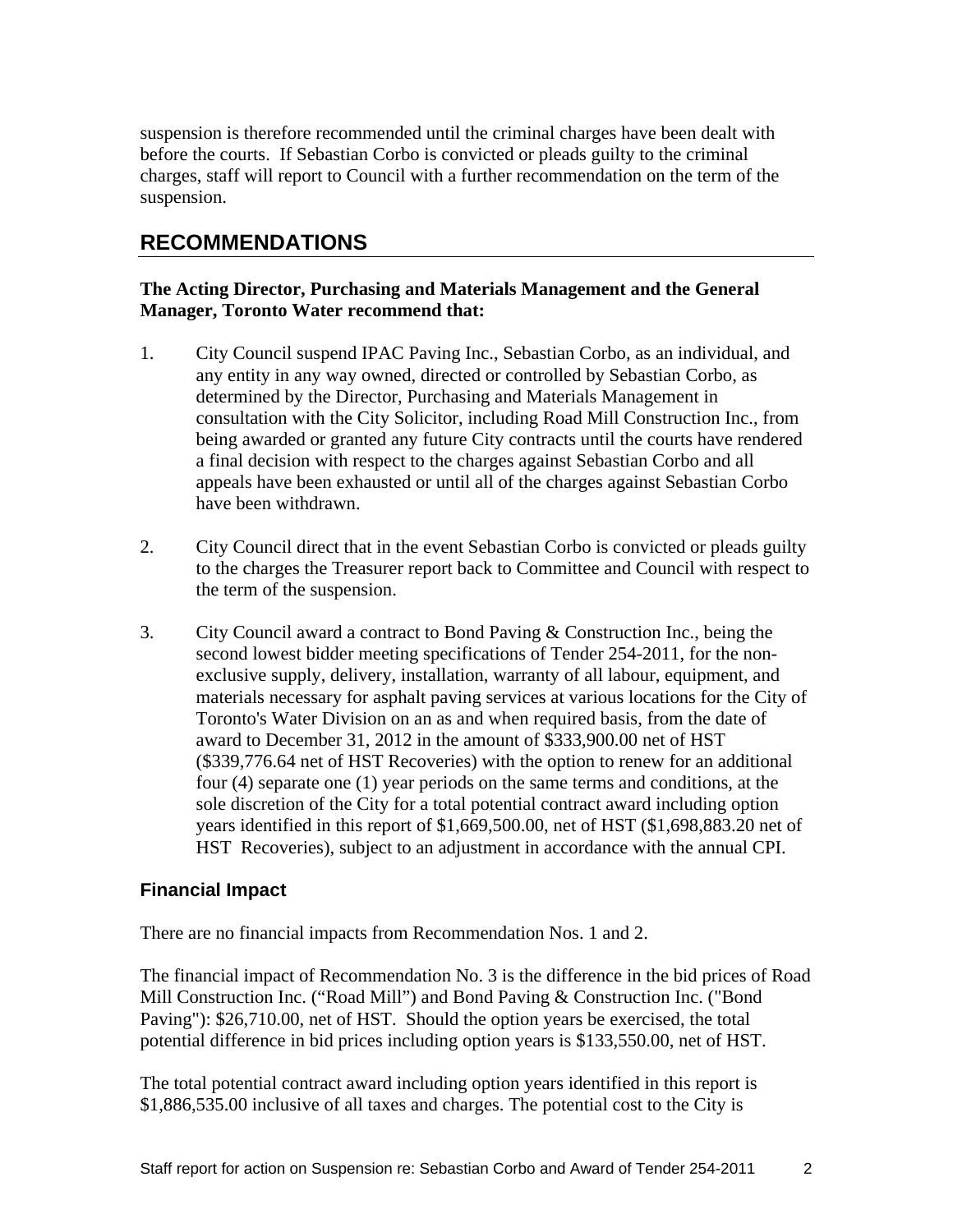suspension is therefore recommended until the criminal charges have been dealt with before the courts. If Sebastian Corbo is convicted or pleads guilty to the criminal charges, staff will report to Council with a further recommendation on the term of the suspension.

## RECOMMENDATIONS

**The Acting Director, Purchasing and Materials Management and the General Manager, Toronto Water recommend that:**

1. City Council suspend IPAC Paving Inc., Sebastian Corbo, as an individual, and any entity in any way owned, directed or controlled by Sebastian Corbo, as determined by the Director, Purchasing and Materials Management in consultation with the City Solicitor, including Road Mill Construction Inc., from being awarded or granted any future City contracts until the courts have rendered a final decision with respect to the charges against Sebastian Corbo and all appeals have been exhausted or until all of the charges against Sebastian Corbo have been withdrawn.

2. City Council direct that in the event Sebastian Corbo is convicted or pleads guilty to the charges the Treasurer report back to Committee and Council with respect to the term of the suspension.

3. City Council award a contract to Bond Paving & Construction Inc., being the second lowest bidder meeting specifications of Tender 254-2011, for the non-exclusive supply, delivery, installation, warranty of all labour, equipment, and materials necessary for asphalt paving services at various locations for the City of Toronto's Water Division on an as and when required basis, from the date of award to December 31, 2012 in the amount of $333,900.00 net of HST ($339,776.64 net of HST Recoveries) with the option to renew for an additional four (4) separate one (1) year periods on the same terms and conditions, at the sole discretion of the City for a total potential contract award including option years identified in this report of $1,669,500.00, net of HST ($1,698,883.20 net of HST Recoveries), subject to an adjustment in accordance with the annual CPI.

### Financial Impact

There are no financial impacts from Recommendation Nos. 1 and 2.

The financial impact of Recommendation No. 3 is the difference in the bid prices of Road Mill Construction Inc. ("Road Mill") and Bond Paving & Construction Inc. ("Bond Paving"): $26,710.00, net of HST. Should the option years be exercised, the total potential difference in bid prices including option years is $133,550.00, net of HST.

The total potential contract award including option years identified in this report is $1,886,535.00 inclusive of all taxes and charges. The potential cost to the City is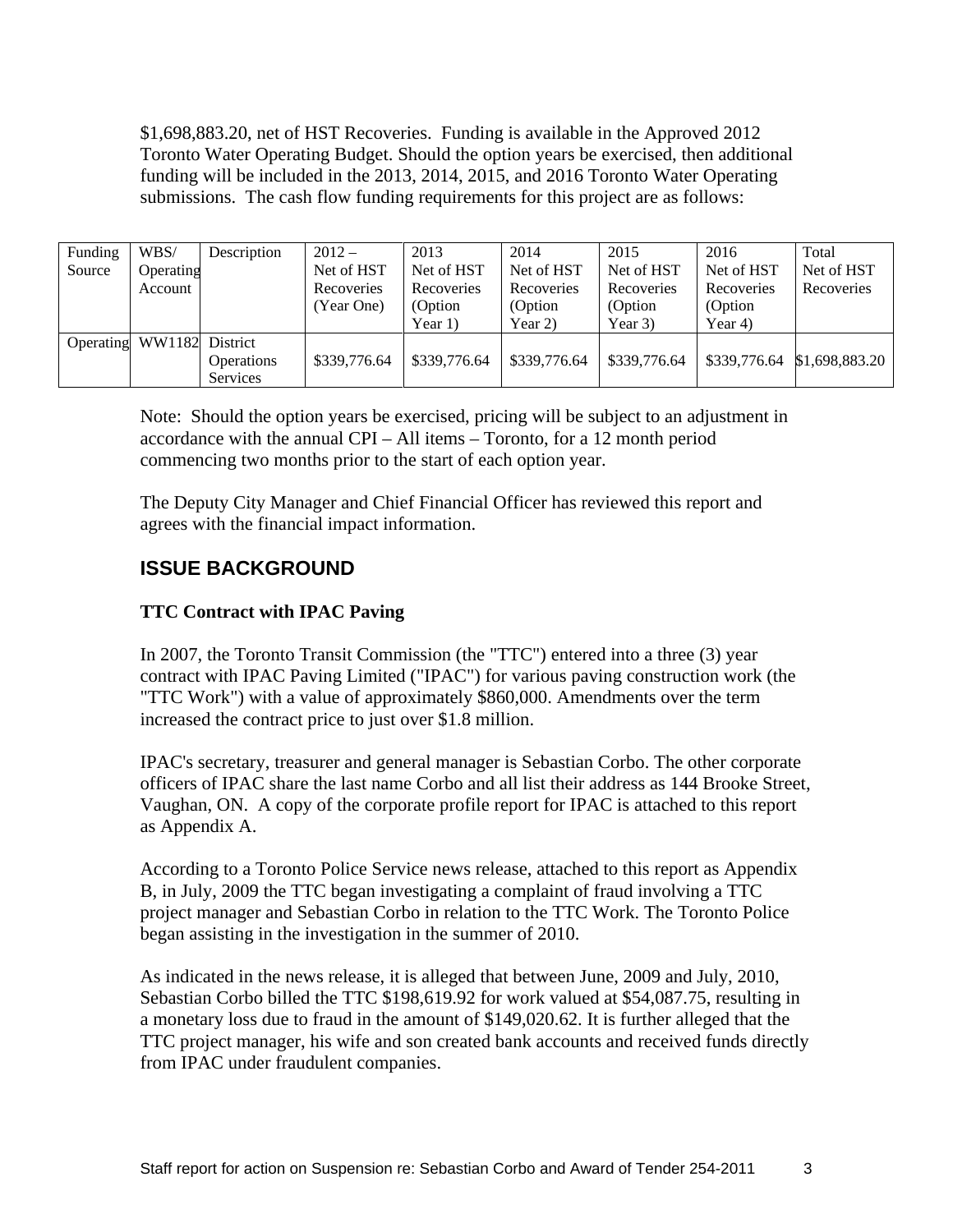$1,698,883.20, net of HST Recoveries. Funding is available in the Approved 2012 Toronto Water Operating Budget. Should the option years be exercised, then additional funding will be included in the 2013, 2014, 2015, and 2016 Toronto Water Operating submissions. The cash flow funding requirements for this project are as follows:

| Funding Source | WBS/ Operating Account | Description | 2012 – Net of HST Recoveries (Year One) | 2013 Net of HST Recoveries (Option Year 1) | 2014 Net of HST Recoveries (Option Year 2) | 2015 Net of HST Recoveries (Option Year 3) | 2016 Net of HST Recoveries (Option Year 4) | Total Net of HST Recoveries |
|---|---|---|---|---|---|---|---|---|
| Operating | WW1182 | District Operations Services | $339,776.64 | $339,776.64 | $339,776.64 | $339,776.64 | $339,776.64 | $1,698,883.20 |

Note: Should the option years be exercised, pricing will be subject to an adjustment in accordance with the annual CPI – All items – Toronto, for a 12 month period commencing two months prior to the start of each option year.

The Deputy City Manager and Chief Financial Officer has reviewed this report and agrees with the financial impact information.

## ISSUE BACKGROUND

**TTC Contract with IPAC Paving**

In 2007, the Toronto Transit Commission (the "TTC") entered into a three (3) year contract with IPAC Paving Limited ("IPAC") for various paving construction work (the "TTC Work") with a value of approximately $860,000. Amendments over the term increased the contract price to just over $1.8 million.

IPAC's secretary, treasurer and general manager is Sebastian Corbo. The other corporate officers of IPAC share the last name Corbo and all list their address as 144 Brooke Street, Vaughan, ON. A copy of the corporate profile report for IPAC is attached to this report as Appendix A.

According to a Toronto Police Service news release, attached to this report as Appendix B, in July, 2009 the TTC began investigating a complaint of fraud involving a TTC project manager and Sebastian Corbo in relation to the TTC Work. The Toronto Police began assisting in the investigation in the summer of 2010.

As indicated in the news release, it is alleged that between June, 2009 and July, 2010, Sebastian Corbo billed the TTC $198,619.92 for work valued at $54,087.75, resulting in a monetary loss due to fraud in the amount of $149,020.62. It is further alleged that the TTC project manager, his wife and son created bank accounts and received funds directly from IPAC under fraudulent companies.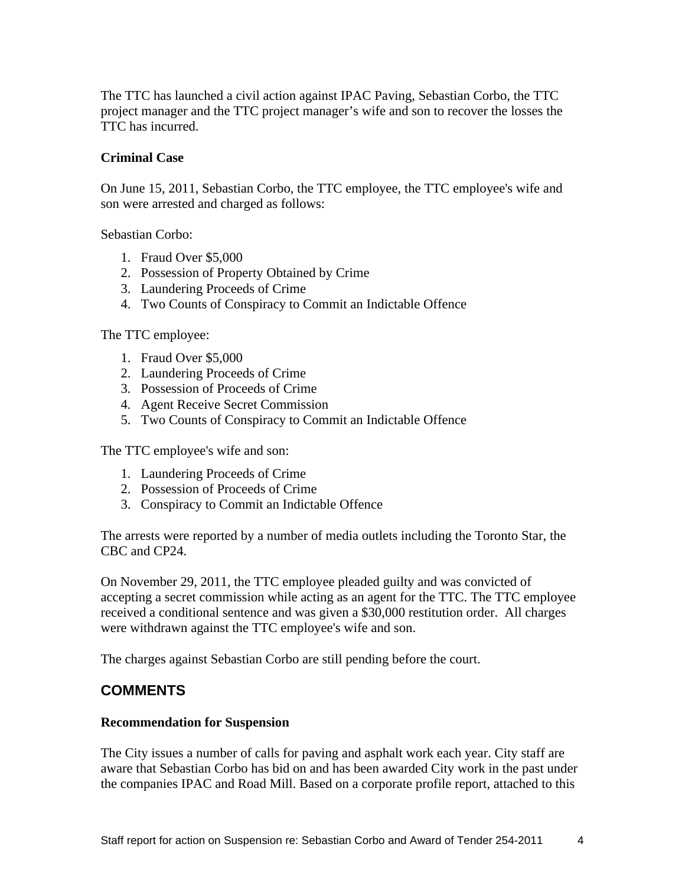The TTC has launched a civil action against IPAC Paving, Sebastian Corbo, the TTC project manager and the TTC project manager's wife and son to recover the losses the TTC has incurred.

**Criminal Case**

On June 15, 2011, Sebastian Corbo, the TTC employee, the TTC employee's wife and son were arrested and charged as follows:

Sebastian Corbo:

1. Fraud Over $5,000
2. Possession of Property Obtained by Crime
3. Laundering Proceeds of Crime
4. Two Counts of Conspiracy to Commit an Indictable Offence

The TTC employee:

1. Fraud Over $5,000
2. Laundering Proceeds of Crime
3. Possession of Proceeds of Crime
4. Agent Receive Secret Commission
5. Two Counts of Conspiracy to Commit an Indictable Offence

The TTC employee's wife and son:

1. Laundering Proceeds of Crime
2. Possession of Proceeds of Crime
3. Conspiracy to Commit an Indictable Offence

The arrests were reported by a number of media outlets including the Toronto Star, the CBC and CP24.

On November 29, 2011, the TTC employee pleaded guilty and was convicted of accepting a secret commission while acting as an agent for the TTC. The TTC employee received a conditional sentence and was given a $30,000 restitution order. All charges were withdrawn against the TTC employee's wife and son.

The charges against Sebastian Corbo are still pending before the court.

## COMMENTS

**Recommendation for Suspension**

The City issues a number of calls for paving and asphalt work each year. City staff are aware that Sebastian Corbo has bid on and has been awarded City work in the past under the companies IPAC and Road Mill. Based on a corporate profile report, attached to this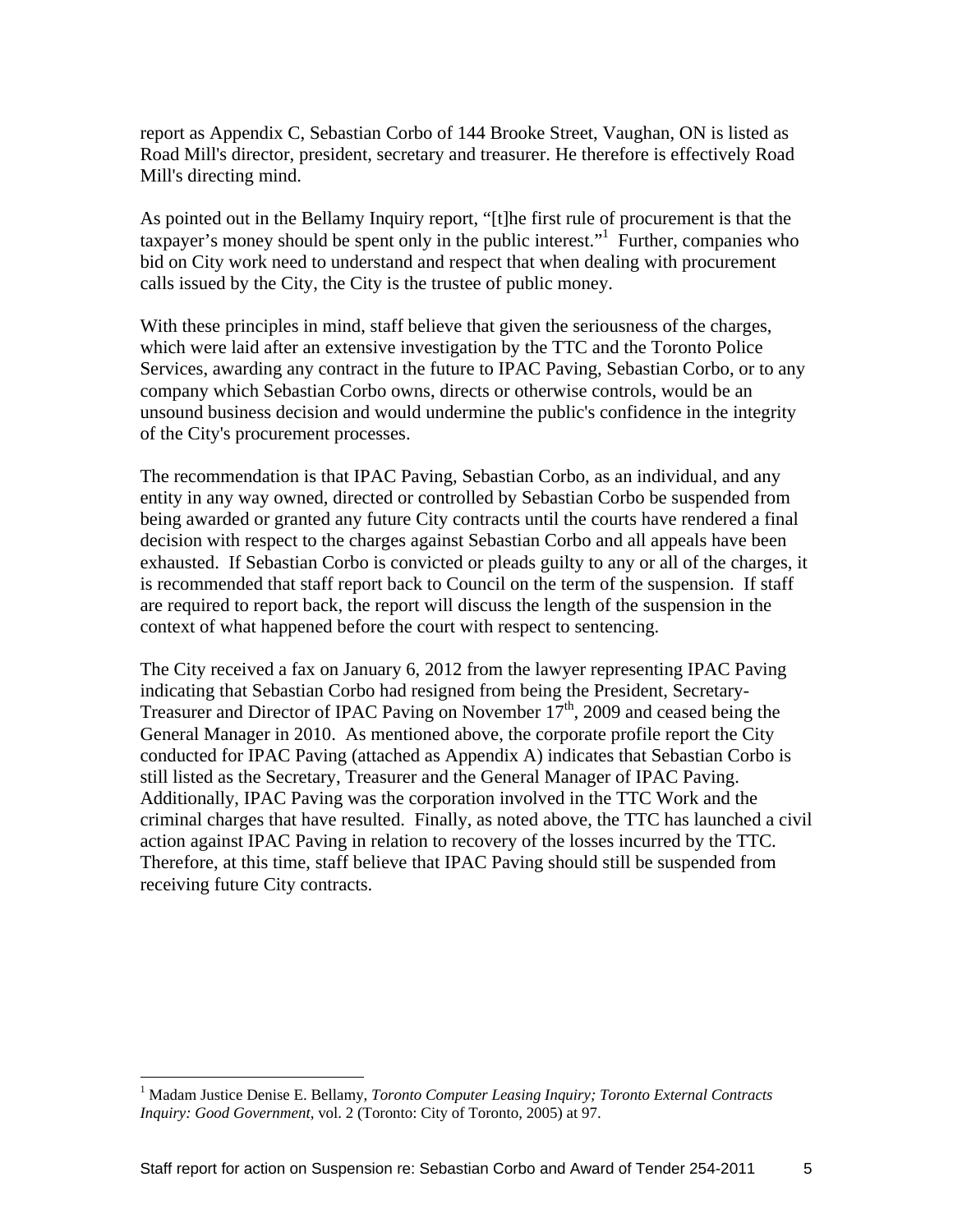report as Appendix C, Sebastian Corbo of 144 Brooke Street, Vaughan, ON is listed as Road Mill's director, president, secretary and treasurer. He therefore is effectively Road Mill's directing mind.

As pointed out in the Bellamy Inquiry report, "[t]he first rule of procurement is that the taxpayer's money should be spent only in the public interest."[1] Further, companies who bid on City work need to understand and respect that when dealing with procurement calls issued by the City, the City is the trustee of public money.

With these principles in mind, staff believe that given the seriousness of the charges, which were laid after an extensive investigation by the TTC and the Toronto Police Services, awarding any contract in the future to IPAC Paving, Sebastian Corbo, or to any company which Sebastian Corbo owns, directs or otherwise controls, would be an unsound business decision and would undermine the public's confidence in the integrity of the City's procurement processes.

The recommendation is that IPAC Paving, Sebastian Corbo, as an individual, and any entity in any way owned, directed or controlled by Sebastian Corbo be suspended from being awarded or granted any future City contracts until the courts have rendered a final decision with respect to the charges against Sebastian Corbo and all appeals have been exhausted. If Sebastian Corbo is convicted or pleads guilty to any or all of the charges, it is recommended that staff report back to Council on the term of the suspension. If staff are required to report back, the report will discuss the length of the suspension in the context of what happened before the court with respect to sentencing.

The City received a fax on January 6, 2012 from the lawyer representing IPAC Paving indicating that Sebastian Corbo had resigned from being the President, Secretary-Treasurer and Director of IPAC Paving on November 17th, 2009 and ceased being the General Manager in 2010. As mentioned above, the corporate profile report the City conducted for IPAC Paving (attached as Appendix A) indicates that Sebastian Corbo is still listed as the Secretary, Treasurer and the General Manager of IPAC Paving. Additionally, IPAC Paving was the corporation involved in the TTC Work and the criminal charges that have resulted. Finally, as noted above, the TTC has launched a civil action against IPAC Paving in relation to recovery of the losses incurred by the TTC. Therefore, at this time, staff believe that IPAC Paving should still be suspended from receiving future City contracts.

---

[1] Madam Justice Denise E. Bellamy, *Toronto Computer Leasing Inquiry; Toronto External Contracts Inquiry: Good Government*, vol. 2 (Toronto: City of Toronto, 2005) at 97.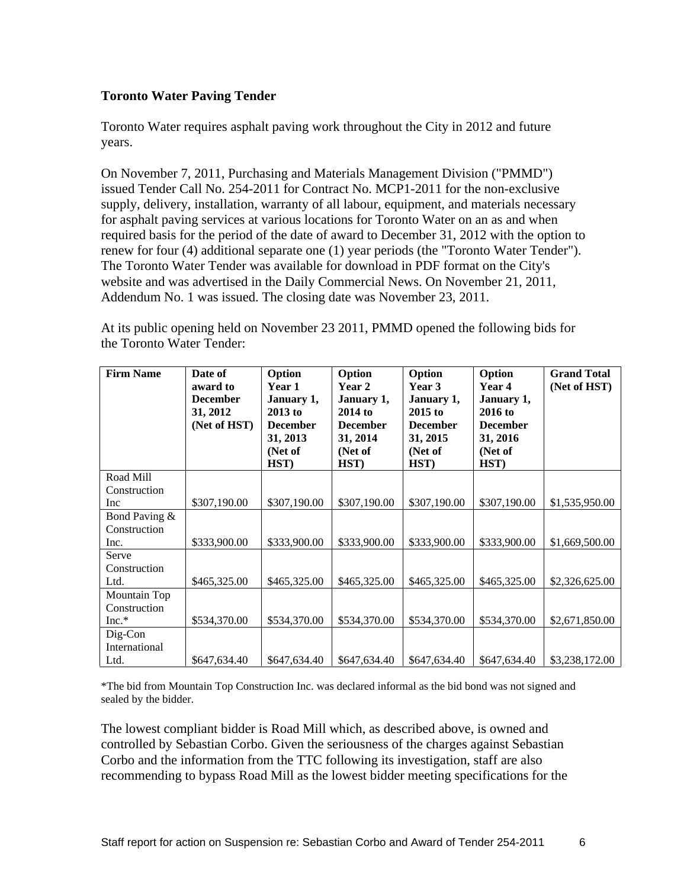**Toronto Water Paving Tender**

Toronto Water requires asphalt paving work throughout the City in 2012 and future years.

On November 7, 2011, Purchasing and Materials Management Division ("PMMD") issued Tender Call No. 254-2011 for Contract No. MCP1-2011 for the non-exclusive supply, delivery, installation, warranty of all labour, equipment, and materials necessary for asphalt paving services at various locations for Toronto Water on an as and when required basis for the period of the date of award to December 31, 2012 with the option to renew for four (4) additional separate one (1) year periods (the "Toronto Water Tender"). The Toronto Water Tender was available for download in PDF format on the City's website and was advertised in the Daily Commercial News. On November 21, 2011, Addendum No. 1 was issued. The closing date was November 23, 2011.

At its public opening held on November 23 2011, PMMD opened the following bids for the Toronto Water Tender:

| Firm Name | Date of award to December 31, 2012 (Net of HST) | Option Year 1 January 1, 2013 to December 31, 2013 (Net of HST) | Option Year 2 January 1, 2014 to December 31, 2014 (Net of HST) | Option Year 3 January 1, 2015 to December 31, 2015 (Net of HST) | Option Year 4 January 1, 2016 to December 31, 2016 (Net of HST) | Grand Total (Net of HST) |
|---|---|---|---|---|---|---|
| Road Mill Construction Inc | $307,190.00 | $307,190.00 | $307,190.00 | $307,190.00 | $307,190.00 | $1,535,950.00 |
| Bond Paving & Construction Inc. | $333,900.00 | $333,900.00 | $333,900.00 | $333,900.00 | $333,900.00 | $1,669,500.00 |
| Serve Construction Ltd. | $465,325.00 | $465,325.00 | $465,325.00 | $465,325.00 | $465,325.00 | $2,326,625.00 |
| Mountain Top Construction Inc.* | $534,370.00 | $534,370.00 | $534,370.00 | $534,370.00 | $534,370.00 | $2,671,850.00 |
| Dig-Con International Ltd. | $647,634.40 | $647,634.40 | $647,634.40 | $647,634.40 | $647,634.40 | $3,238,172.00 |

*The bid from Mountain Top Construction Inc. was declared informal as the bid bond was not signed and sealed by the bidder.

The lowest compliant bidder is Road Mill which, as described above, is owned and controlled by Sebastian Corbo. Given the seriousness of the charges against Sebastian Corbo and the information from the TTC following its investigation, staff are also recommending to bypass Road Mill as the lowest bidder meeting specifications for the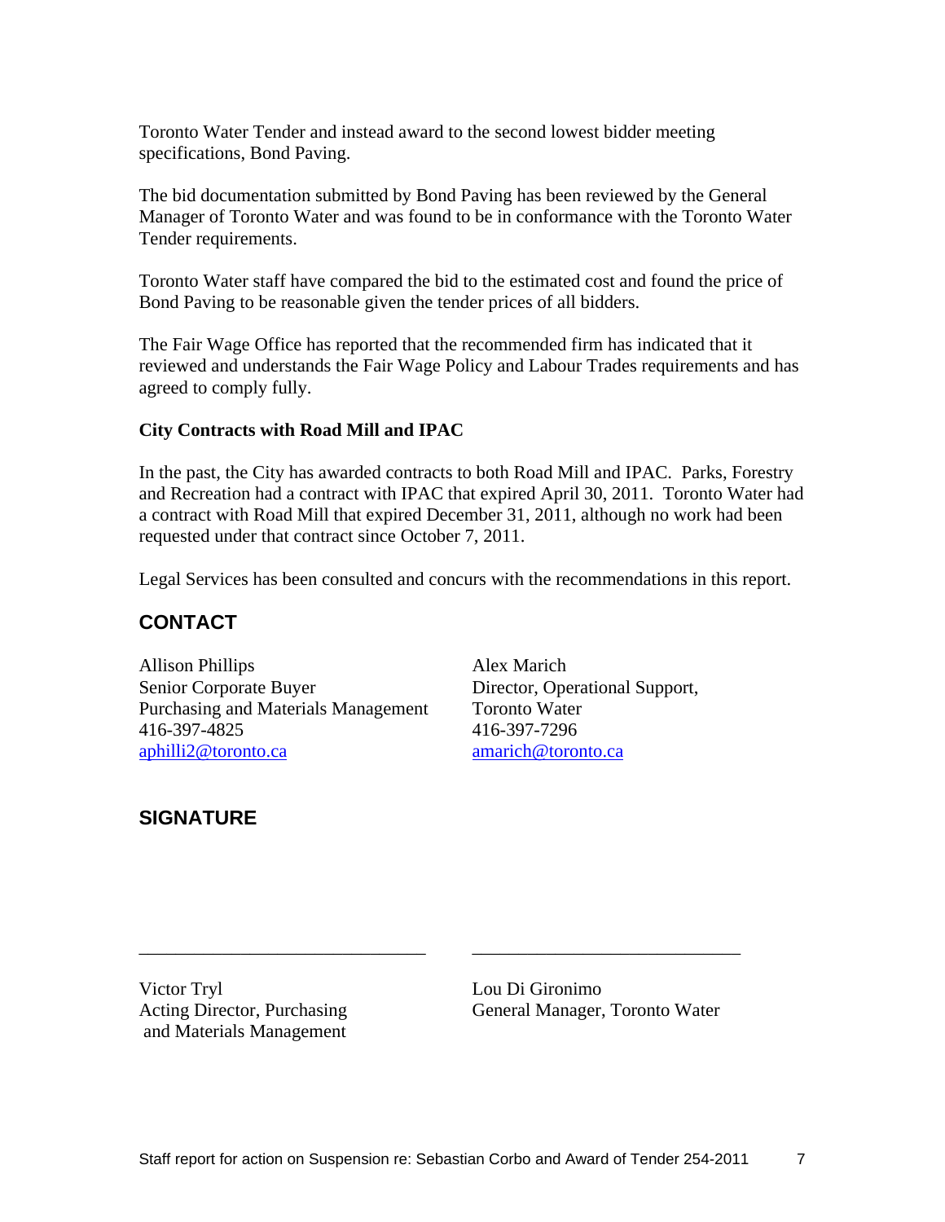Toronto Water Tender and instead award to the second lowest bidder meeting specifications, Bond Paving.

The bid documentation submitted by Bond Paving has been reviewed by the General Manager of Toronto Water and was found to be in conformance with the Toronto Water Tender requirements.

Toronto Water staff have compared the bid to the estimated cost and found the price of Bond Paving to be reasonable given the tender prices of all bidders.

The Fair Wage Office has reported that the recommended firm has indicated that it reviewed and understands the Fair Wage Policy and Labour Trades requirements and has agreed to comply fully.

**City Contracts with Road Mill and IPAC**

In the past, the City has awarded contracts to both Road Mill and IPAC. Parks, Forestry and Recreation had a contract with IPAC that expired April 30, 2011. Toronto Water had a contract with Road Mill that expired December 31, 2011, although no work had been requested under that contract since October 7, 2011.

Legal Services has been consulted and concurs with the recommendations in this report.

## CONTACT

Allison Phillips
Senior Corporate Buyer
Purchasing and Materials Management
416-397-4825
aphilli2@toronto.ca

Alex Marich
Director, Operational Support,
Toronto Water
416-397-7296
amarich@toronto.ca

## SIGNATURE

_______________________________

Victor Tryl
Acting Director, Purchasing
and Materials Management

_______________________________

Lou Di Gironimo
General Manager, Toronto Water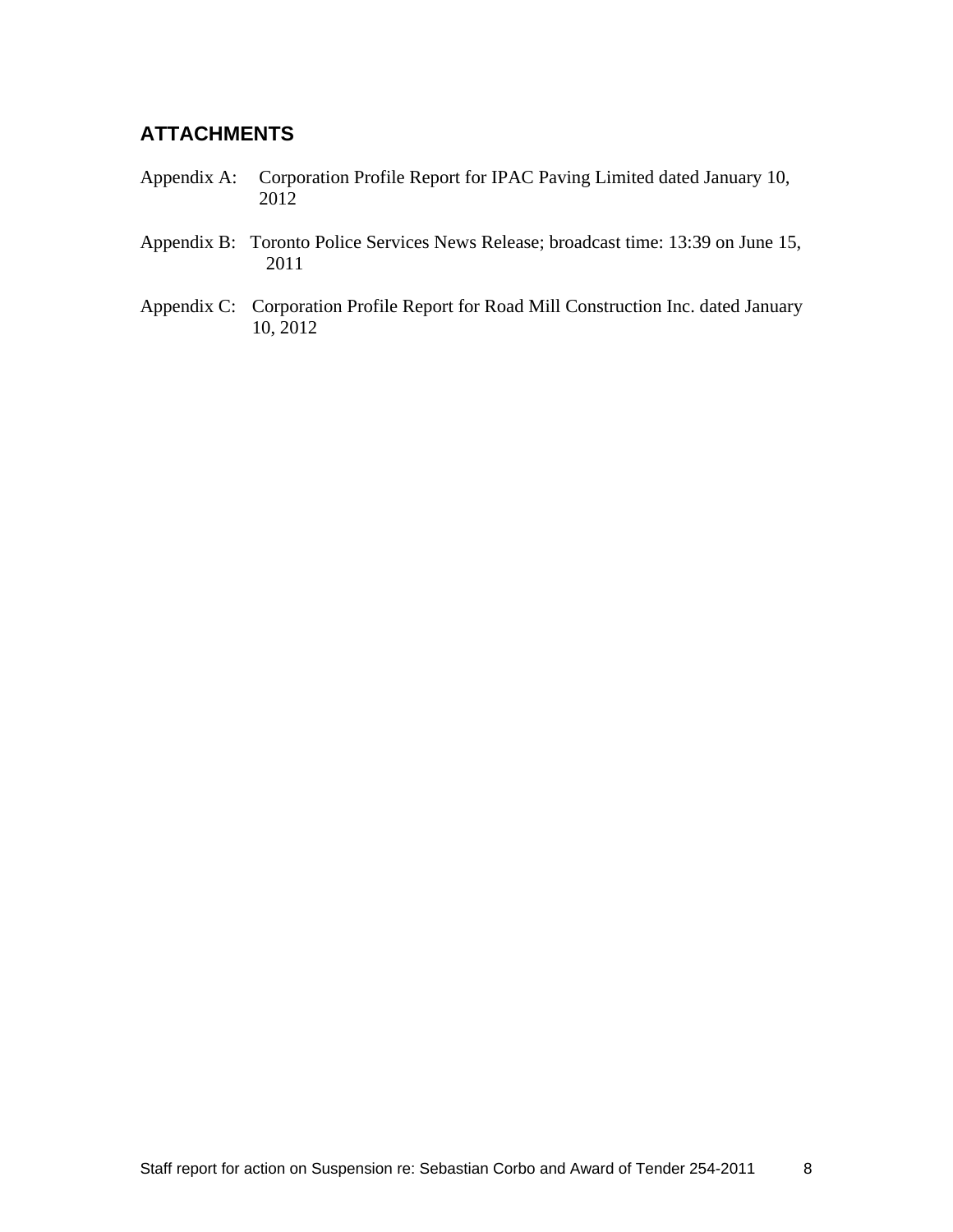## ATTACHMENTS

Appendix A: Corporation Profile Report for IPAC Paving Limited dated January 10, 2012

Appendix B: Toronto Police Services News Release; broadcast time: 13:39 on June 15, 2011

Appendix C: Corporation Profile Report for Road Mill Construction Inc. dated January 10, 2012